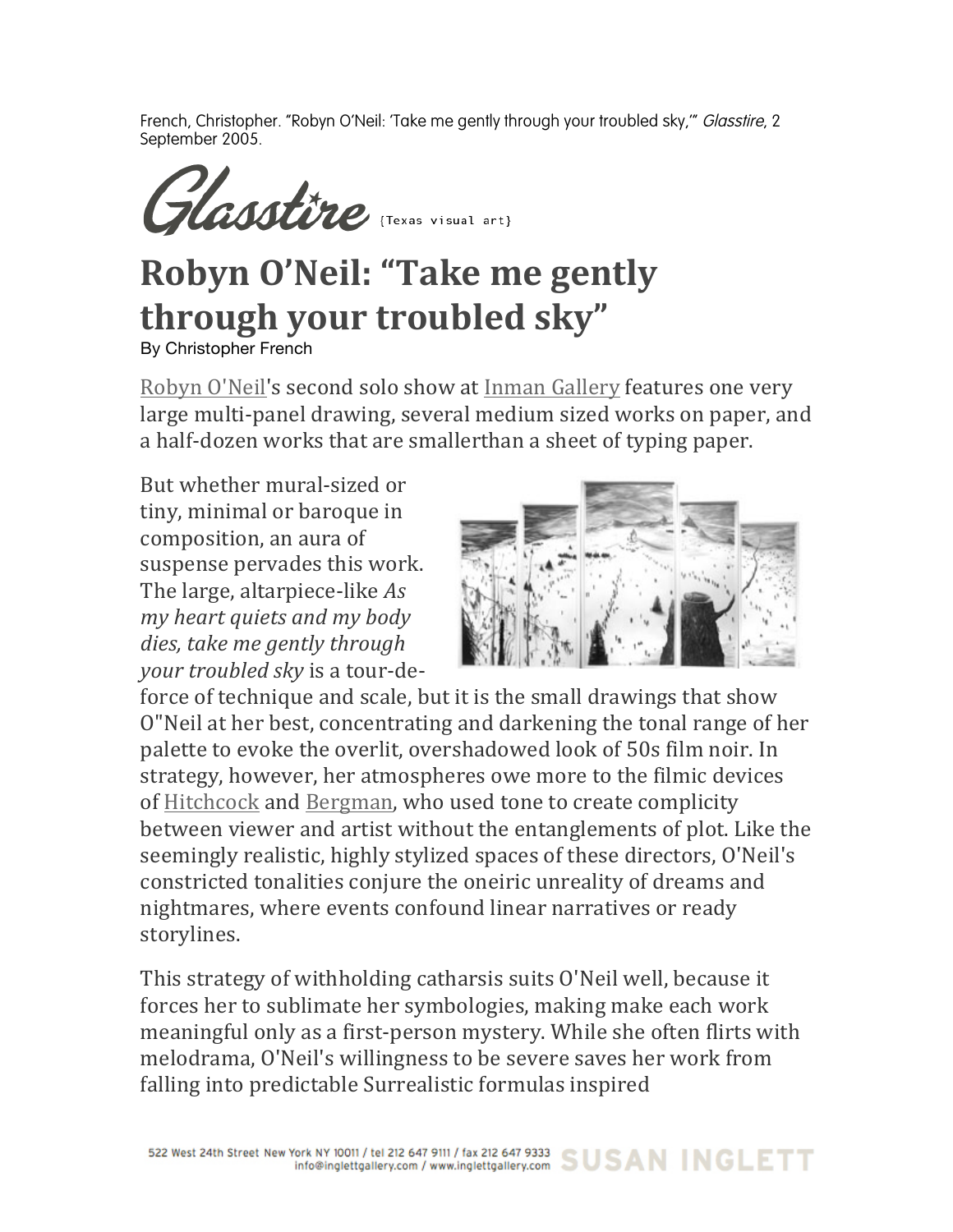French, Christopher. "Robyn O'Neil: 'Take me gently through your troubled sky,'" *Glasstire*, 2 September 2005.

Glasstire {Texas visual art}

# Robyn O'Neil: "Take me gently through your troubled sky"

By Christopher French

Robyn O'Neil's second solo show at Inman Gallery features one very large multi-panel drawing, several medium sized works on paper, and a half-dozen works that are smallerthan a sheet of typing paper.

But whether mural-sized or tiny, minimal or baroque in composition, an aura of suspense pervades this work. The large, altarpiece-like *As my heart quiets and my body dies, take me gently through your troubled sky* is a tour-de-force of technique and scale, but it is the small drawings that show O"Neil at her best, concentrating and darkening the tonal range of her palette to evoke the overlit, overshadowed look of 50s film noir. In strategy, however, her atmospheres owe more to the filmic devices of Hitchcock and Bergman, who used tone to create complicity between viewer and artist without the entanglements of plot. Like the seemingly realistic, highly stylized spaces of these directors, O'Neil's constricted tonalities conjure the oneiric unreality of dreams and nightmares, where events confound linear narratives or ready storylines.

This strategy of withholding catharsis suits O'Neil well, because it forces her to sublimate her symbologies, making make each work meaningful only as a first-person mystery. While she often flirts with melodrama, O'Neil's willingness to be severe saves her work from falling into predictable Surrealistic formulas inspired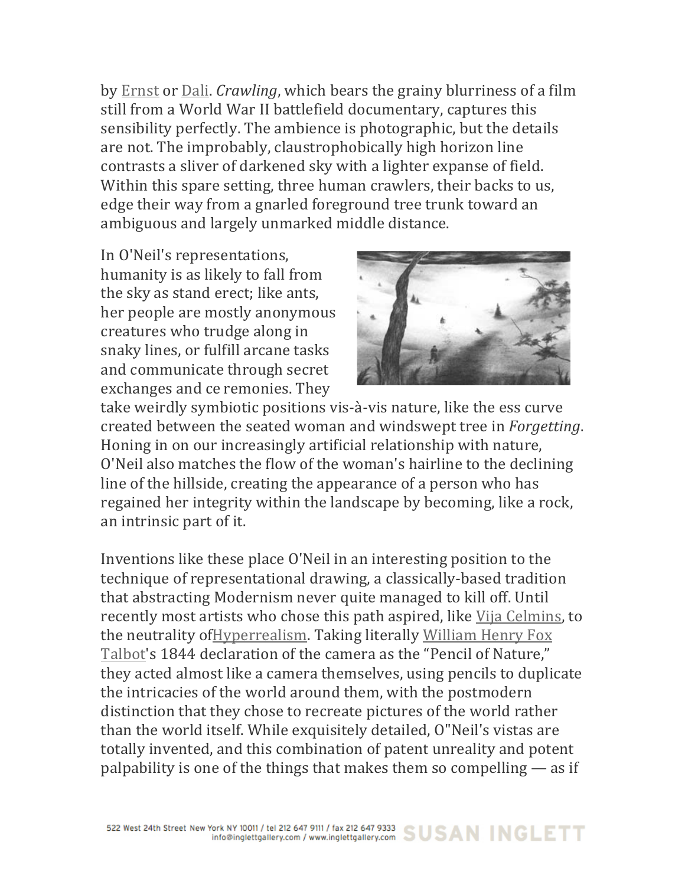by Ernst or Dali. *Crawling*, which bears the grainy blurriness of a film still from a World War II battlefield documentary, captures this sensibility perfectly. The ambience is photographic, but the details are not. The improbably, claustrophobically high horizon line contrasts a sliver of darkened sky with a lighter expanse of field. Within this spare setting, three human crawlers, their backs to us, edge their way from a gnarled foreground tree trunk toward an ambiguous and largely unmarked middle distance.

In O'Neil's representations, humanity is as likely to fall from the sky as stand erect; like ants, her people are mostly anonymous creatures who trudge along in snaky lines, or fulfill arcane tasks and communicate through secret exchanges and ce remonies. They take weirdly symbiotic positions vis-à-vis nature, like the ess curve created between the seated woman and windswept tree in *Forgetting*. Honing in on our increasingly artificial relationship with nature, O'Neil also matches the flow of the woman's hairline to the declining line of the hillside, creating the appearance of a person who has regained her integrity within the landscape by becoming, like a rock, an intrinsic part of it.

Inventions like these place O'Neil in an interesting position to the technique of representational drawing, a classically-based tradition that abstracting Modernism never quite managed to kill off. Until recently most artists who chose this path aspired, like Vija Celmins, to the neutrality ofHyperrealism. Taking literally William Henry Fox Talbot's 1844 declaration of the camera as the "Pencil of Nature," they acted almost like a camera themselves, using pencils to duplicate the intricacies of the world around them, with the postmodern distinction that they chose to recreate pictures of the world rather than the world itself. While exquisitely detailed, O"Neil's vistas are totally invented, and this combination of patent unreality and potent palpability is one of the things that makes them so compelling — as if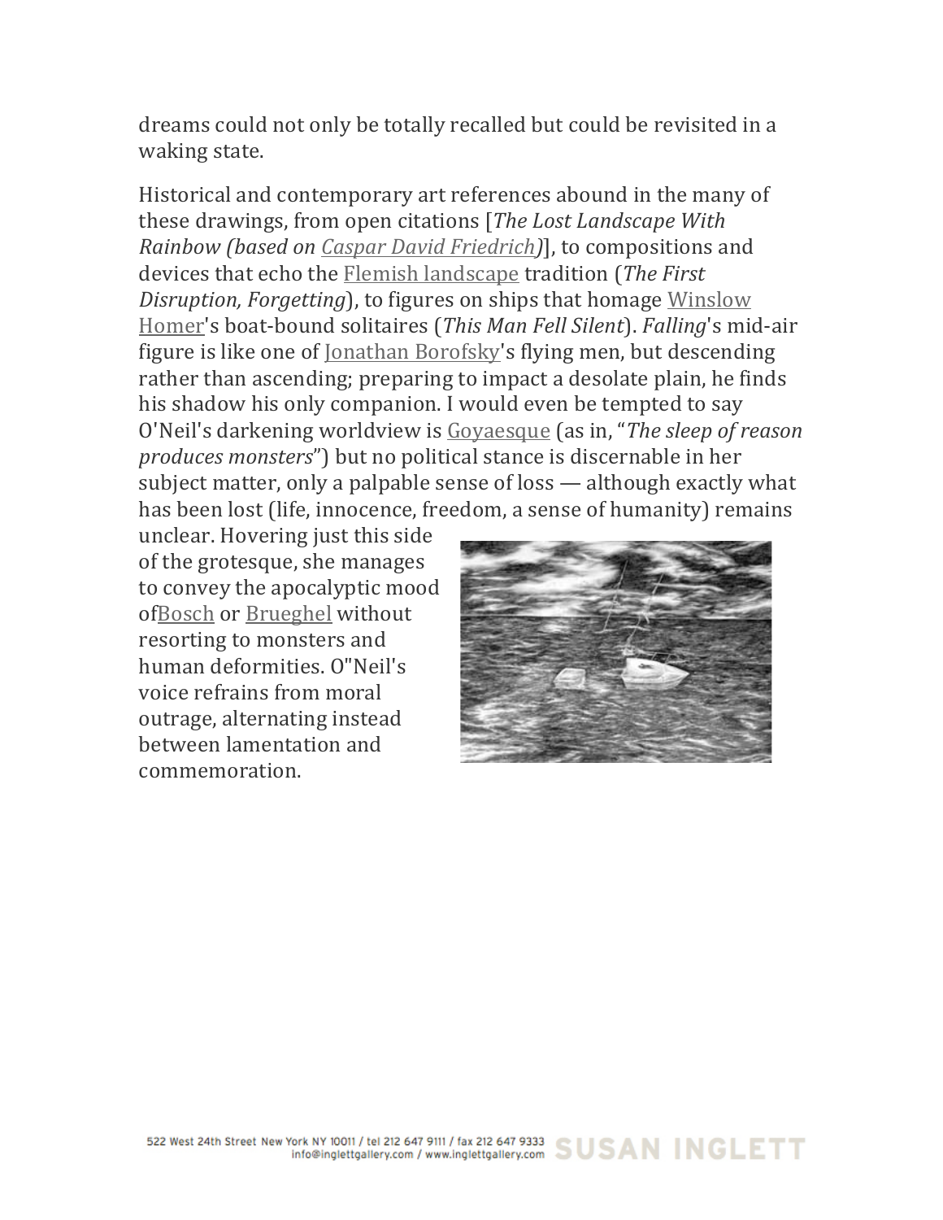dreams could not only be totally recalled but could be revisited in a waking state.

Historical and contemporary art references abound in the many of these drawings, from open citations [*The Lost Landscape With Rainbow (based on Caspar David Friedrich)*], to compositions and devices that echo the Flemish landscape tradition (*The First Disruption, Forgetting*), to figures on ships that homage Winslow Homer's boat-bound solitaires (*This Man Fell Silent*). *Falling*'s mid-air figure is like one of Jonathan Borofsky's flying men, but descending rather than ascending; preparing to impact a desolate plain, he finds his shadow his only companion. I would even be tempted to say O'Neil's darkening worldview is Goyaesque (as in, "*The sleep of reason produces monsters*") but no political stance is discernable in her subject matter, only a palpable sense of loss — although exactly what has been lost (life, innocence, freedom, a sense of humanity) remains unclear. Hovering just this side of the grotesque, she manages to convey the apocalyptic mood ofBosch or Brueghel without resorting to monsters and human deformities. O"Neil's voice refrains from moral outrage, alternating instead between lamentation and commemoration.